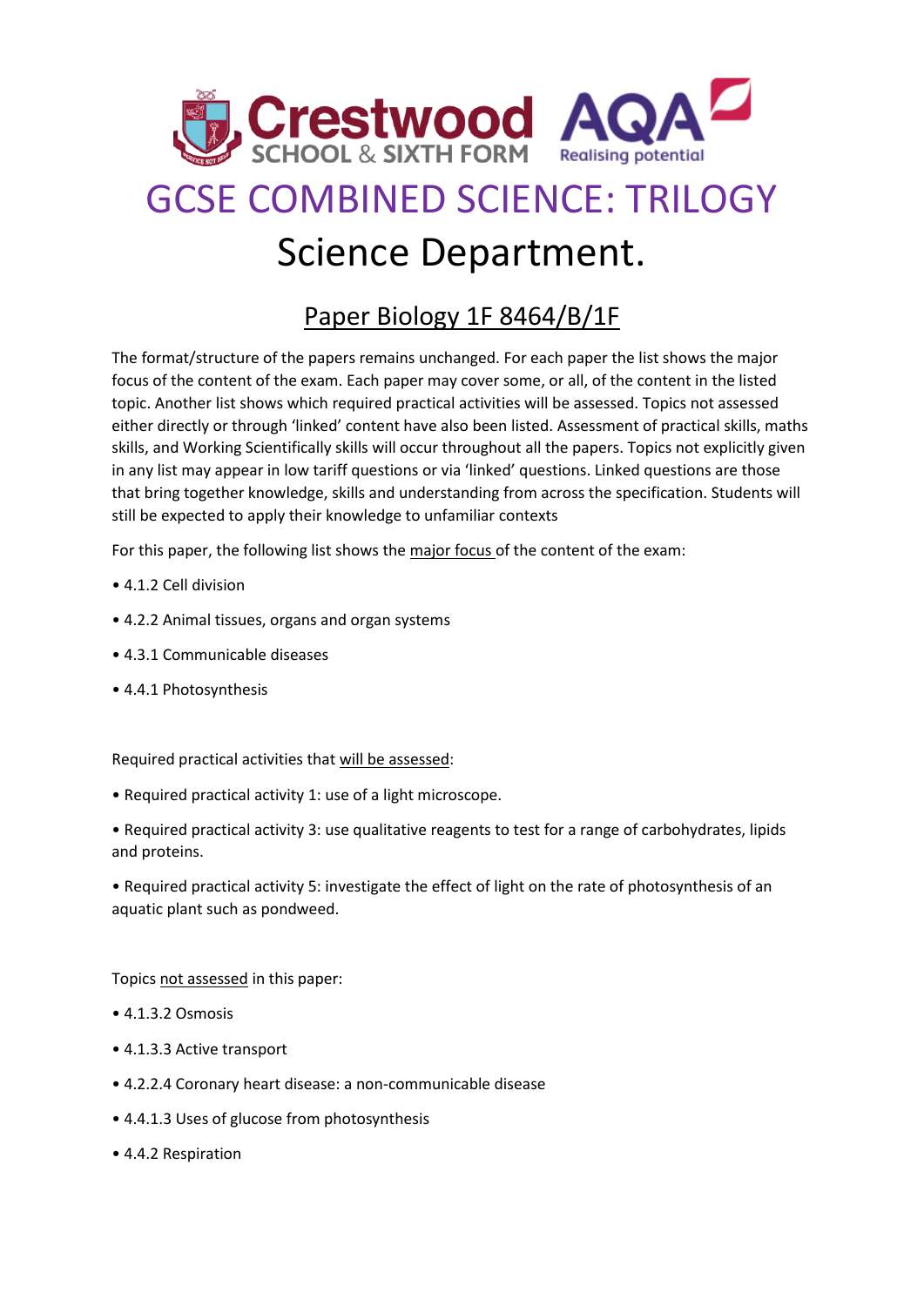# GCSE COMBINED SCIENCE: TRILOGY

## Science Department.

### Paper Biology 1F 8464/B/1F

The format/structure of the papers remains unchanged. For each paper the list shows the major focus of the content of the exam. Each paper may cover some, or all, of the content in the listed topic. Another list shows which required practical activities will be assessed. Topics not assessed either directly or through 'linked' content have also been listed. Assessment of practical skills, maths skills, and Working Scientifically skills will occur throughout all the papers. Topics not explicitly given in any list may appear in low tariff questions or via 'linked' questions. Linked questions are those that bring together knowledge, skills and understanding from across the specification. Students will still be expected to apply their knowledge to unfamiliar contexts

For this paper, the following list shows the major focus of the content of the exam:

- 4.1.2 Cell division
- 4.2.2 Animal tissues, organs and organ systems
- 4.3.1 Communicable diseases
- 4.4.1 Photosynthesis

Required practical activities that will be assessed:

- Required practical activity 1: use of a light microscope.
- Required practical activity 3: use qualitative reagents to test for a range of carbohydrates, lipids and proteins.
- Required practical activity 5: investigate the effect of light on the rate of photosynthesis of an aquatic plant such as pondweed.

Topics not assessed in this paper:

- 4.1.3.2 Osmosis
- 4.1.3.3 Active transport
- 4.2.2.4 Coronary heart disease: a non-communicable disease
- 4.4.1.3 Uses of glucose from photosynthesis
- 4.4.2 Respiration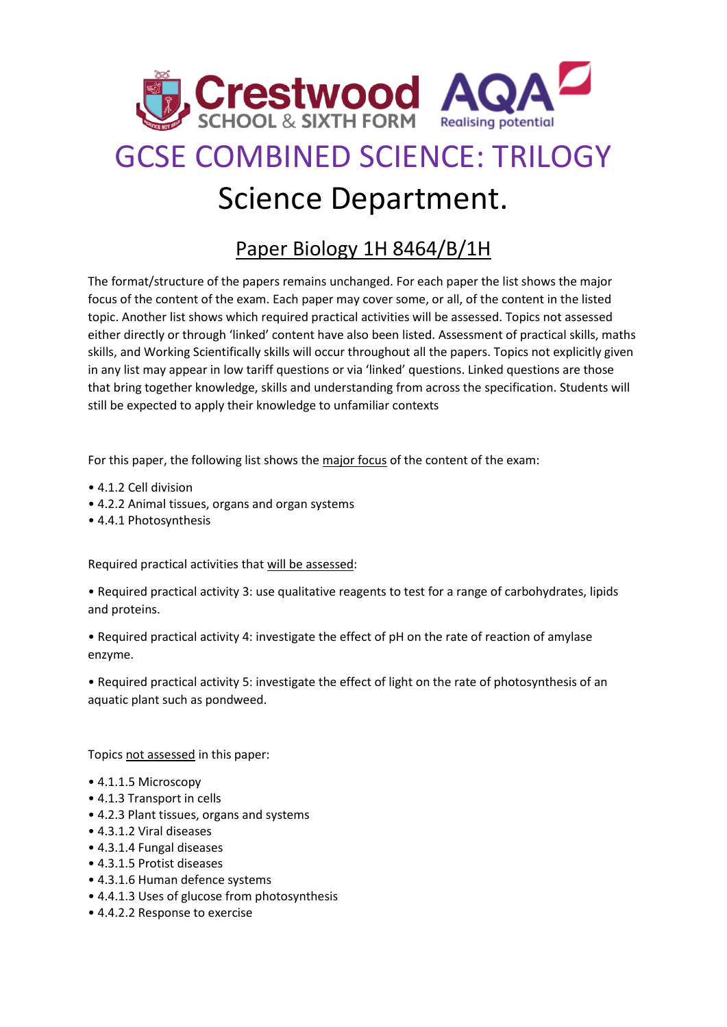# GCSE COMBINED SCIENCE: TRILOGY

# Science Department.

## Paper Biology 1H 8464/B/1H

The format/structure of the papers remains unchanged. For each paper the list shows the major focus of the content of the exam. Each paper may cover some, or all, of the content in the listed topic. Another list shows which required practical activities will be assessed. Topics not assessed either directly or through 'linked' content have also been listed. Assessment of practical skills, maths skills, and Working Scientifically skills will occur throughout all the papers. Topics not explicitly given in any list may appear in low tariff questions or via 'linked' questions. Linked questions are those that bring together knowledge, skills and understanding from across the specification. Students will still be expected to apply their knowledge to unfamiliar contexts

For this paper, the following list shows the major focus of the content of the exam:

- 4.1.2 Cell division
- 4.2.2 Animal tissues, organs and organ systems
- 4.4.1 Photosynthesis

Required practical activities that will be assessed:

- Required practical activity 3: use qualitative reagents to test for a range of carbohydrates, lipids and proteins.
- Required practical activity 4: investigate the effect of pH on the rate of reaction of amylase enzyme.
- Required practical activity 5: investigate the effect of light on the rate of photosynthesis of an aquatic plant such as pondweed.

Topics not assessed in this paper:

- 4.1.1.5 Microscopy
- 4.1.3 Transport in cells
- 4.2.3 Plant tissues, organs and systems
- 4.3.1.2 Viral diseases
- 4.3.1.4 Fungal diseases
- 4.3.1.5 Protist diseases
- 4.3.1.6 Human defence systems
- 4.4.1.3 Uses of glucose from photosynthesis
- 4.4.2.2 Response to exercise